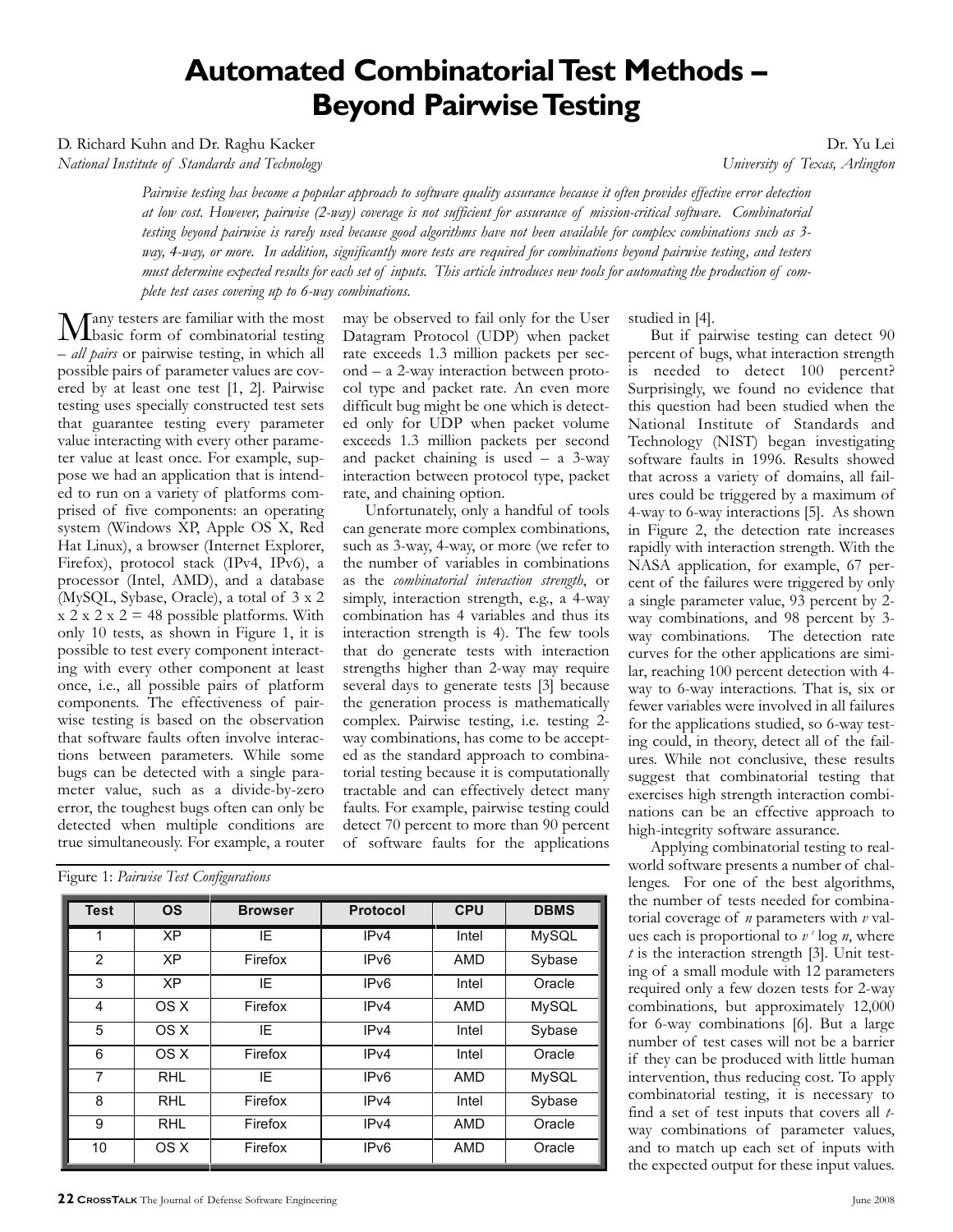# Automated Combinatorial Test Methods – Beyond Pairwise Testing

D. Richard Kuhn and Dr. Raghu Kacker
*National Institute of Standards and Technology*

Dr. Yu Lei
*University of Texas, Arlington*

*Pairwise testing has become a popular approach to software quality assurance because it often provides effective error detection at low cost. However, pairwise (2-way) coverage is not sufficient for assurance of mission-critical software. Combinatorial testing beyond pairwise is rarely used because good algorithms have not been available for complex combinations such as 3-way, 4-way, or more. In addition, significantly more tests are required for combinations beyond pairwise testing, and testers must determine expected results for each set of inputs. This article introduces new tools for automating the production of complete test cases covering up to 6-way combinations.*

Many testers are familiar with the most basic form of combinatorial testing – *all pairs* or pairwise testing, in which all possible pairs of parameter values are covered by at least one test [1, 2]. Pairwise testing uses specially constructed test sets that guarantee testing every parameter value interacting with every other parameter value at least once. For example, suppose we had an application that is intended to run on a variety of platforms comprised of five components: an operating system (Windows XP, Apple OS X, Red Hat Linux), a browser (Internet Explorer, Firefox), protocol stack (IPv4, IPv6), a processor (Intel, AMD), and a database (MySQL, Sybase, Oracle), a total of 3 x 2 x 2 x 2 x 2 = 48 possible platforms. With only 10 tests, as shown in Figure 1, it is possible to test every component interacting with every other component at least once, i.e., all possible pairs of platform components. The effectiveness of pairwise testing is based on the observation that software faults often involve interactions between parameters. While some bugs can be detected with a single parameter value, such as a divide-by-zero error, the toughest bugs often can only be detected when multiple conditions are true simultaneously. For example, a router may be observed to fail only for the User Datagram Protocol (UDP) when packet rate exceeds 1.3 million packets per second – a 2-way interaction between protocol type and packet rate. An even more difficult bug might be one which is detected only for UDP when packet volume exceeds 1.3 million packets per second and packet chaining is used – a 3-way interaction between protocol type, packet rate, and chaining option.

Unfortunately, only a handful of tools can generate more complex combinations, such as 3-way, 4-way, or more (we refer to the number of variables in combinations as the *combinatorial interaction strength*, or simply, interaction strength, e.g., a 4-way combination has 4 variables and thus its interaction strength is 4). The few tools that do generate tests with interaction strengths higher than 2-way may require several days to generate tests [3] because the generation process is mathematically complex. Pairwise testing, i.e. testing 2-way combinations, has come to be accepted as the standard approach to combinatorial testing because it is computationally tractable and can effectively detect many faults. For example, pairwise testing could detect 70 percent to more than 90 percent of software faults for the applications studied in [4].

Figure 1: *Pairwise Test Configurations*

| Test | OS | Browser | Protocol | CPU | DBMS |
|---|---|---|---|---|---|
| 1 | XP | IE | IPv4 | Intel | MySQL |
| 2 | XP | Firefox | IPv6 | AMD | Sybase |
| 3 | XP | IE | IPv6 | Intel | Oracle |
| 4 | OS X | Firefox | IPv4 | AMD | MySQL |
| 5 | OS X | IE | IPv4 | Intel | Sybase |
| 6 | OS X | Firefox | IPv4 | Intel | Oracle |
| 7 | RHL | IE | IPv6 | AMD | MySQL |
| 8 | RHL | Firefox | IPv4 | Intel | Sybase |
| 9 | RHL | Firefox | IPv4 | AMD | Oracle |
| 10 | OS X | Firefox | IPv6 | AMD | Oracle |

But if pairwise testing can detect 90 percent of bugs, what interaction strength is needed to detect 100 percent? Surprisingly, we found no evidence that this question had been studied when the National Institute of Standards and Technology (NIST) began investigating software faults in 1996. Results showed that across a variety of domains, all failures could be triggered by a maximum of 4-way to 6-way interactions [5]. As shown in Figure 2, the detection rate increases rapidly with interaction strength. With the NASA application, for example, 67 percent of the failures were triggered by only a single parameter value, 93 percent by 2-way combinations, and 98 percent by 3-way combinations. The detection rate curves for the other applications are similar, reaching 100 percent detection with 4-way to 6-way interactions. That is, six or fewer variables were involved in all failures for the applications studied, so 6-way testing could, in theory, detect all of the failures. While not conclusive, these results suggest that combinatorial testing that exercises high strength interaction combinations can be an effective approach to high-integrity software assurance.

Applying combinatorial testing to real-world software presents a number of challenges. For one of the best algorithms, the number of tests needed for combinatorial coverage of $n$ parameters with $v$ values each is proportional to $v^t \log n$, where $t$ is the interaction strength [3]. Unit testing of a small module with 12 parameters required only a few dozen tests for 2-way combinations, but approximately 12,000 for 6-way combinations [6]. But a large number of test cases will not be a barrier if they can be produced with little human intervention, thus reducing cost. To apply combinatorial testing, it is necessary to find a set of test inputs that covers all $t$-way combinations of parameter values, and to match up each set of inputs with the expected output for these input values.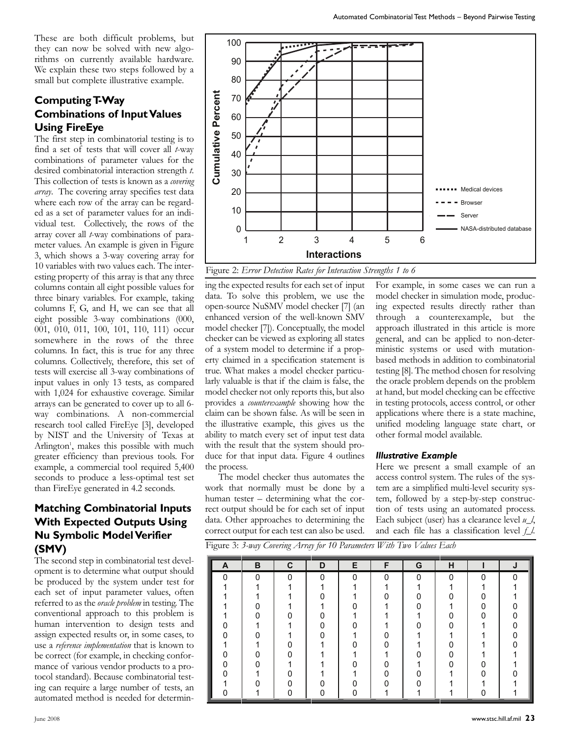These are both difficult problems, but they can now be solved with new algorithms on currently available hardware. We explain these two steps followed by a small but complete illustrative example.

## Computing T-Way Combinations of Input Values Using FireEye

The first step in combinatorial testing is to find a set of tests that will cover all *t*-way combinations of parameter values for the desired combinatorial interaction strength *t*. This collection of tests is known as a *covering array*. The covering array specifies test data where each row of the array can be regarded as a set of parameter values for an individual test. Collectively, the rows of the array cover all *t*-way combinations of parameter values. An example is given in Figure 3, which shows a 3-way covering array for 10 variables with two values each. The interesting property of this array is that any three columns contain all eight possible values for three binary variables. For example, taking columns F, G, and H, we can see that all eight possible 3-way combinations (000, 001, 010, 011, 100, 101, 110, 111) occur somewhere in the rows of the three columns. In fact, this is true for any three columns. Collectively, therefore, this set of tests will exercise all 3-way combinations of input values in only 13 tests, as compared with 1,024 for exhaustive coverage. Similar arrays can be generated to cover up to all 6-way combinations. A non-commercial research tool called FireEye [3], developed by NIST and the University of Texas at Arlington[1], makes this possible with much greater efficiency than previous tools. For example, a commercial tool required 5,400 seconds to produce a less-optimal test set than FireEye generated in 4.2 seconds.

## Matching Combinatorial Inputs With Expected Outputs Using Nu Symbolic Model Verifier (SMV)

The second step in combinatorial test development is to determine what output should be produced by the system under test for each set of input parameter values, often referred to as the *oracle problem* in testing. The conventional approach to this problem is human intervention to design tests and assign expected results or, in some cases, to use a *reference implementation* that is known to be correct (for example, in checking conformance of various vendor products to a protocol standard). Because combinatorial testing can require a large number of tests, an automated method is needed for determining the expected results for each set of input data. To solve this problem, we use the open-source NuSMV model checker [7] (an enhanced version of the well-known SMV model checker [7]). Conceptually, the model checker can be viewed as exploring all states of a system model to determine if a property claimed in a specification statement is true. What makes a model checker particularly valuable is that if the claim is false, the model checker not only reports this, but also provides a *counterexample* showing how the claim can be shown false. As will be seen in the illustrative example, this gives us the ability to match every set of input test data with the result that the system should produce for that input data. Figure 4 outlines the process.

The model checker thus automates the work that normally must be done by a human tester – determining what the correct output should be for each set of input data. Other approaches to determining the correct output for each test can also be used. For example, in some cases we can run a model checker in simulation mode, producing expected results directly rather than through a counterexample, but the approach illustrated in this article is more general, and can be applied to non-deterministic systems or used with mutation-based methods in addition to combinatorial testing [8]. The method chosen for resolving the oracle problem depends on the problem at hand, but model checking can be effective in testing protocols, access control, or other applications where there is a state machine, unified modeling language state chart, or other formal model available.

### Illustrative Example

Here we present a small example of an access control system. The rules of the system are a simplified multi-level security system, followed by a step-by-step construction of tests using an automated process. Each subject (user) has a clearance level *u_l*, and each file has a classification level *f_l*.

Figure 2: *Error Detection Rates for Interaction Strengths 1 to 6*

Figure 3: *3-way Covering Array for 10 Parameters With Two Values Each*

| A | B | C | D | E | F | G | H | I | J |
|---|---|---|---|---|---|---|---|---|---|
| 0 | 0 | 0 | 0 | 0 | 0 | 0 | 0 | 0 | 0 |
| 1 | 1 | 1 | 1 | 1 | 1 | 1 | 1 | 1 | 1 |
| 1 | 1 | 1 | 0 | 1 | 0 | 0 | 0 | 0 | 1 |
| 1 | 0 | 1 | 1 | 0 | 1 | 0 | 1 | 0 | 0 |
| 1 | 0 | 0 | 0 | 1 | 1 | 1 | 0 | 0 | 0 |
| 0 | 1 | 1 | 0 | 0 | 1 | 0 | 0 | 1 | 0 |
| 0 | 0 | 1 | 0 | 1 | 0 | 1 | 1 | 1 | 0 |
| 1 | 1 | 0 | 1 | 0 | 0 | 1 | 0 | 1 | 0 |
| 0 | 0 | 0 | 1 | 1 | 1 | 0 | 0 | 1 | 1 |
| 0 | 0 | 1 | 1 | 0 | 0 | 1 | 0 | 0 | 1 |
| 0 | 1 | 0 | 1 | 1 | 0 | 0 | 1 | 0 | 0 |
| 1 | 0 | 0 | 0 | 0 | 0 | 0 | 1 | 1 | 1 |
| 0 | 1 | 0 | 0 | 0 | 1 | 1 | 1 | 0 | 1 |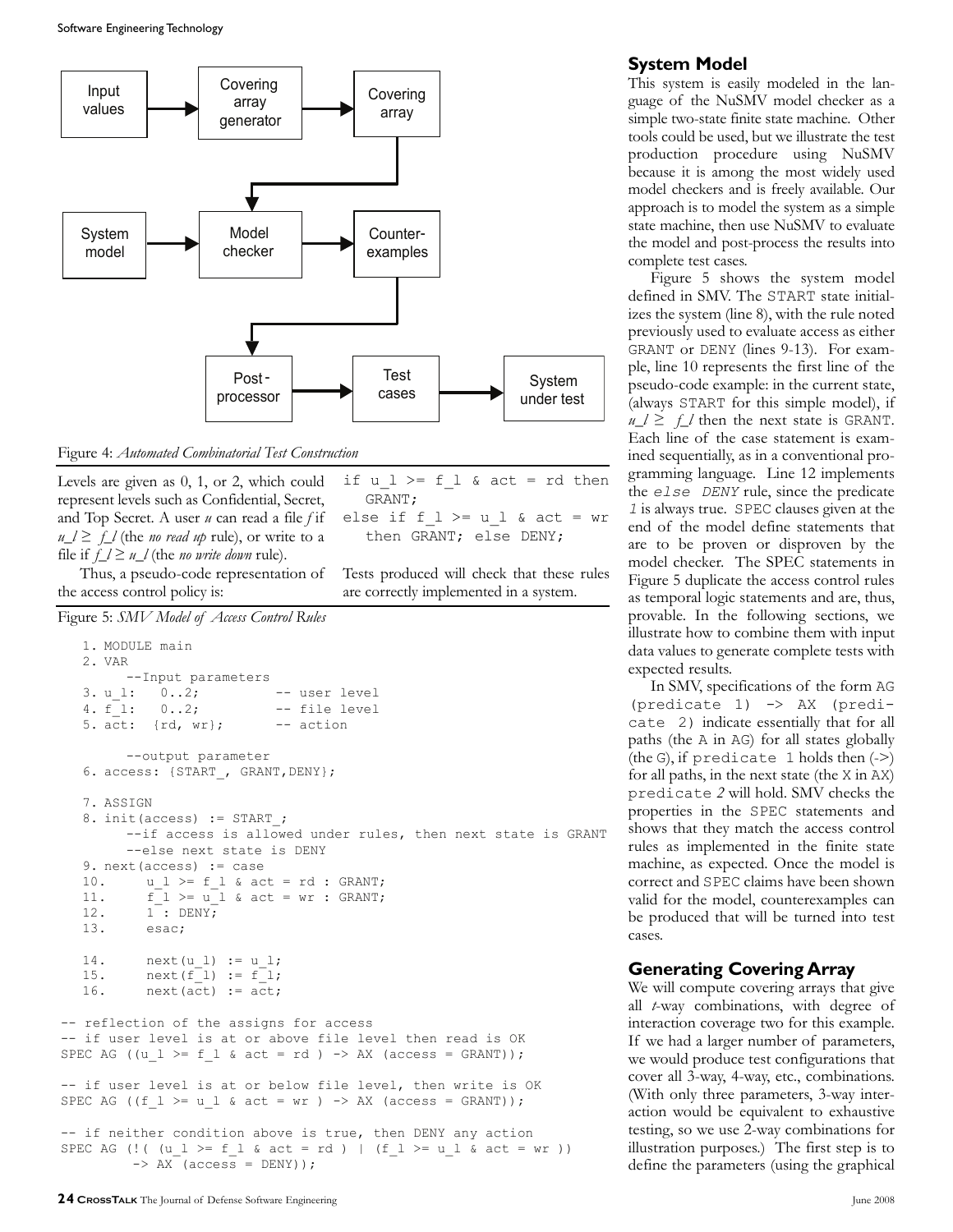Figure 4: *Automated Combinatorial Test Construction*

Levels are given as 0, 1, or 2, which could represent levels such as Confidential, Secret, and Top Secret. A user *u* can read a file *f* if $u\_l \geq f\_l$ (the *no read up* rule), or write to a file if $f\_l \geq u\_l$ (the *no write down* rule).

Thus, a pseudo-code representation of the access control policy is:

```
if u_l >= f_l & act = rd then
   GRANT;
else if f_l >= u_l & act = wr
   then GRANT; else DENY;
```

Tests produced will check that these rules are correctly implemented in a system.

Figure 5: *SMV Model of Access Control Rules*

```
1. MODULE main
2. VAR
     --Input parameters
3. u_l:   0..2;          -- user level
4. f_l:   0..2;          -- file level
5. act:  {rd, wr};       -- action

     --output parameter
6. access: {START_, GRANT,DENY};

7. ASSIGN
8. init(access) := START_;
     --if access is allowed under rules, then next state is GRANT
     --else next state is DENY
9. next(access) := case
10.     u_l >= f_l & act = rd : GRANT;
11.     f_l >= u_l & act = wr : GRANT;
12.     1 : DENY;
13.     esac;

14.     next(u_l) := u_l;
15.     next(f_l) := f_l;
16.     next(act) := act;

-- reflection of the assigns for access
-- if user level is at or above file level then read is OK
SPEC AG ((u_l >= f_l & act = rd ) -> AX (access = GRANT));

-- if user level is at or below file level, then write is OK
SPEC AG ((f_l >= u_l & act = wr ) -> AX (access = GRANT));

-- if neither condition above is true, then DENY any action
SPEC AG (!( (u_l >= f_l & act = rd ) | (f_l >= u_l & act = wr ))
        -> AX (access = DENY));
```

## System Model

This system is easily modeled in the language of the NuSMV model checker as a simple two-state finite state machine. Other tools could be used, but we illustrate the test production procedure using NuSMV because it is among the most widely used model checkers and is freely available. Our approach is to model the system as a simple state machine, then use NuSMV to evaluate the model and post-process the results into complete test cases.

Figure 5 shows the system model defined in SMV. The `START` state initializes the system (line 8), with the rule noted previously used to evaluate access as either `GRANT` or `DENY` (lines 9-13). For example, line 10 represents the first line of the pseudo-code example: in the current state, (always `START` for this simple model), if $u\_l \geq f\_l$ then the next state is `GRANT`. Each line of the case statement is examined sequentially, as in a conventional programming language. Line 12 implements the *`else DENY`* rule, since the predicate *`1`* is always true. `SPEC` clauses given at the end of the model define statements that are to be proven or disproven by the model checker. The `SPEC` statements in Figure 5 duplicate the access control rules as temporal logic statements and are, thus, provable. In the following sections, we illustrate how to combine them with input data values to generate complete tests with expected results.

In SMV, specifications of the form `AG (predicate 1) -> AX (predicate 2)` indicate essentially that for all paths (the `A` in `AG`) for all states globally (the `G`), if `predicate 1` holds then (`->`) for all paths, in the next state (the `X` in `AX`) `predicate 2` will hold. SMV checks the properties in the `SPEC` statements and shows that they match the access control rules as implemented in the finite state machine, as expected. Once the model is correct and `SPEC` claims have been shown valid for the model, counterexamples can be produced that will be turned into test cases.

## Generating Covering Array

We will compute covering arrays that give all *t*-way combinations, with degree of interaction coverage two for this example. If we had a larger number of parameters, we would produce test configurations that cover all 3-way, 4-way, etc., combinations. (With only three parameters, 3-way interaction would be equivalent to exhaustive testing, so we use 2-way combinations for illustration purposes.) The first step is to define the parameters (using the graphical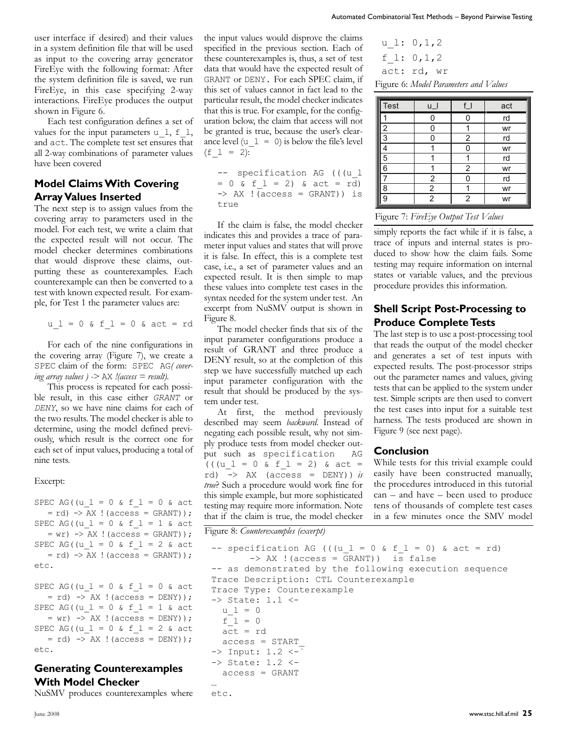user interface if desired) and their values in a system definition file that will be used as input to the covering array generator FireEye with the following format: After the system definition file is saved, we run FireEye, in this case specifying 2-way interactions. FireEye produces the output shown in Figure 6.

Each test configuration defines a set of values for the input parameters `u_l`, `f_l`, and `act`. The complete test set ensures that all 2-way combinations of parameter values have been covered

## Model Claims With Covering Array Values Inserted

The next step is to assign values from the covering array to parameters used in the model. For each test, we write a claim that the expected result will not occur. The model checker determines combinations that would disprove these claims, outputting these as counterexamples. Each counterexample can then be converted to a test with known expected result. For example, for Test 1 the parameter values are:

```
u_l = 0 & f_l = 0 & act = rd
```

For each of the nine configurations in the covering array (Figure 7), we create a `SPEC` claim of the form: `SPEC AG`*( covering array values )* -> `AX` *!(access = result).*

This process is repeated for each possible result, in this case either *GRANT* or *DENY*, so we have nine claims for each of the two results. The model checker is able to determine, using the model defined previously, which result is the correct one for each set of input values, producing a total of nine tests.

Excerpt:

```
SPEC AG((u_l = 0 & f_l = 0 & act
   = rd) -> AX !(access = GRANT));
SPEC AG((u_l = 0 & f_l = 1 & act
   = wr) -> AX !(access = GRANT));
SPEC AG((u_l = 0 & f_l = 2 & act
   = rd) -> AX !(access = GRANT));
etc.

SPEC AG((u_l = 0 & f_l = 0 & act
   = rd) -> AX !(access = DENY));
SPEC AG((u_l = 0 & f_l = 1 & act
   = wr) -> AX !(access = DENY));
SPEC AG((u_l = 0 & f_l = 2 & act
   = rd) -> AX !(access = DENY));
etc.
```

## Generating Counterexamples With Model Checker

NuSMV produces counterexamples where the input values would disprove the claims specified in the previous section. Each of these counterexamples is, thus, a set of test data that would have the expected result of `GRANT` or `DENY`. For each SPEC claim, if this set of values cannot in fact lead to the particular result, the model checker indicates that this is true. For example, for the configuration below, the claim that access will not be granted is true, because the user's clearance level (`u_l = 0`) is below the file's level (`f_l = 2`):

```
-- specification AG (((u_l
= 0 & f_l = 2) & act = rd)
-> AX !(access = GRANT)) is
true
```

If the claim is false, the model checker indicates this and provides a trace of parameter input values and states that will prove it is false. In effect, this is a complete test case, i.e., a set of parameter values and an expected result. It is then simple to map these values into complete test cases in the syntax needed for the system under test. An excerpt from NuSMV output is shown in Figure 8.

The model checker finds that six of the input parameter configurations produce a result of GRANT and three produce a DENY result, so at the completion of this step we have successfully matched up each input parameter configuration with the result that should be produced by the system under test.

At first, the method previously described may seem *backward*. Instead of negating each possible result, why not simply produce tests from model checker output such as `specification AG (((u_l = 0 & f_l = 2) & act = rd) -> AX (access = DENY))` *is true*? Such a procedure would work fine for this simple example, but more sophisticated testing may require more information. Note that if the claim is true, the model checker simply reports the fact while if it is false, a trace of inputs and internal states is produced to show how the claim fails. Some testing may require information on internal states or variable values, and the previous procedure provides this information.

```
u_l: 0,1,2
f_l: 0,1,2
act: rd, wr
```

Figure 6: *Model Parameters and Values*

| Test | u_l | f_l | act |
|---|---|---|---|
| 1 | 0 | 0 | rd |
| 2 | 0 | 1 | wr |
| 3 | 0 | 2 | rd |
| 4 | 1 | 0 | wr |
| 5 | 1 | 1 | rd |
| 6 | 1 | 2 | wr |
| 7 | 2 | 0 | rd |
| 8 | 2 | 1 | wr |
| 9 | 2 | 2 | wr |

Figure 7: *FireEye Output Test Values*

## Shell Script Post-Processing to Produce Complete Tests

The last step is to use a post-processing tool that reads the output of the model checker and generates a set of test inputs with expected results. The post-processor strips out the parameter names and values, giving tests that can be applied to the system under test. Simple scripts are then used to convert the test cases into input for a suitable test harness. The tests produced are shown in Figure 9 (see next page).

## Conclusion

While tests for this trivial example could easily have been constructed manually, the procedures introduced in this tutorial can – and have – been used to produce tens of thousands of complete test cases in a few minutes once the SMV model

Figure 8: *Counterexamples (excerpt)*

```
-- specification AG (((u_l = 0 & f_l = 0) & act = rd)
       -> AX !(access = GRANT))  is false
-- as demonstrated by the following execution sequence
Trace Description: CTL Counterexample
Trace Type: Counterexample
-> State: 1.1 <-
  u_l = 0
  f_l = 0
  act = rd
  access = START_
-> Input: 1.2 <-`
-> State: 1.2 <-
  access = GRANT
…
etc.
```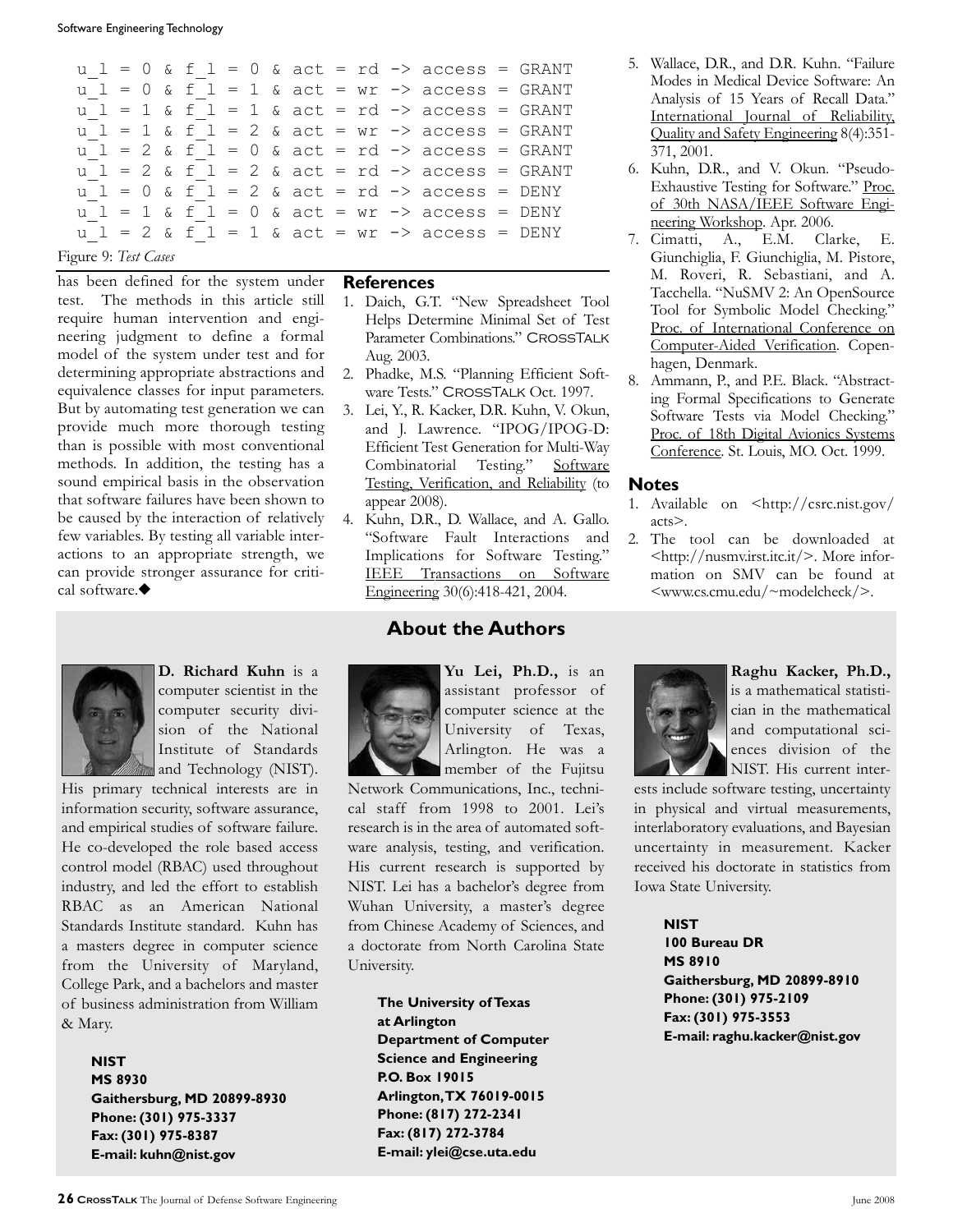```
u_l = 0 & f_l = 0 & act = rd -> access = GRANT
u_l = 0 & f_l = 1 & act = wr -> access = GRANT
u_l = 1 & f_l = 1 & act = rd -> access = GRANT
u_l = 1 & f_l = 2 & act = wr -> access = GRANT
u_l = 2 & f_l = 0 & act = rd -> access = GRANT
u_l = 2 & f_l = 2 & act = rd -> access = GRANT
u_l = 0 & f_l = 2 & act = rd -> access = DENY
u_l = 1 & f_l = 0 & act = wr -> access = DENY
u_l = 2 & f_l = 1 & act = wr -> access = DENY
```

Figure 9: *Test Cases*

has been defined for the system under test. The methods in this article still require human intervention and engineering judgment to define a formal model of the system under test and for determining appropriate abstractions and equivalence classes for input parameters. But by automating test generation we can provide much more thorough testing than is possible with most conventional methods. In addition, the testing has a sound empirical basis in the observation that software failures have been shown to be caused by the interaction of relatively few variables. By testing all variable interactions to an appropriate strength, we can provide stronger assurance for critical software.◆

## References

1. Daich, G.T. "New Spreadsheet Tool Helps Determine Minimal Set of Test Parameter Combinations." CROSSTALK Aug. 2003.
2. Phadke, M.S. "Planning Efficient Software Tests." CROSSTALK Oct. 1997.
3. Lei, Y., R. Kacker, D.R. Kuhn, V. Okun, and J. Lawrence. "IPOG/IPOG-D: Efficient Test Generation for Multi-Way Combinatorial Testing." Software Testing, Verification, and Reliability (to appear 2008).
4. Kuhn, D.R., D. Wallace, and A. Gallo. "Software Fault Interactions and Implications for Software Testing." IEEE Transactions on Software Engineering 30(6):418-421, 2004.
5. Wallace, D.R., and D.R. Kuhn. "Failure Modes in Medical Device Software: An Analysis of 15 Years of Recall Data." International Journal of Reliability, Quality and Safety Engineering 8(4):351-371, 2001.
6. Kuhn, D.R., and V. Okun. "Pseudo-Exhaustive Testing for Software." Proc. of 30th NASA/IEEE Software Engineering Workshop. Apr. 2006.
7. Cimatti, A., E.M. Clarke, E. Giunchiglia, F. Giunchiglia, M. Pistore, M. Roveri, R. Sebastiani, and A. Tacchella. "NuSMV 2: An OpenSource Tool for Symbolic Model Checking." Proc. of International Conference on Computer-Aided Verification. Copenhagen, Denmark.
8. Ammann, P., and P.E. Black. "Abstracting Formal Specifications to Generate Software Tests via Model Checking." Proc. of 18th Digital Avionics Systems Conference. St. Louis, MO. Oct. 1999.

## Notes

1. Available on <http://csrc.nist.gov/acts>.
2. The tool can be downloaded at <http://nusmv.irst.itc.it/>. More information on SMV can be found at <www.cs.cmu.edu/~modelcheck/>.

## About the Authors

**D. Richard Kuhn** is a computer scientist in the computer security division of the National Institute of Standards and Technology (NIST). His primary technical interests are in information security, software assurance, and empirical studies of software failure. He co-developed the role based access control model (RBAC) used throughout industry, and led the effort to establish RBAC as an American National Standards Institute standard. Kuhn has a masters degree in computer science from the University of Maryland, College Park, and a bachelors and master of business administration from William & Mary.

**NIST**
**MS 8930**
**Gaithersburg, MD 20899-8930**
**Phone: (301) 975-3337**
**Fax: (301) 975-8387**
**E-mail: kuhn@nist.gov**

**Yu Lei, Ph.D.,** is an assistant professor of computer science at the University of Texas, Arlington. He was a member of the Fujitsu Network Communications, Inc., technical staff from 1998 to 2001. Lei's research is in the area of automated software analysis, testing, and verification. His current research is supported by NIST. Lei has a bachelor's degree from Wuhan University, a master's degree from Chinese Academy of Sciences, and a doctorate from North Carolina State University.

**The University of Texas at Arlington**
**Department of Computer Science and Engineering**
**P.O. Box 19015**
**Arlington, TX 76019-0015**
**Phone: (817) 272-2341**
**Fax: (817) 272-3784**
**E-mail: ylei@cse.uta.edu**

**Raghu Kacker, Ph.D.,** is a mathematical statistician in the mathematical and computational sciences division of the NIST. His current interests include software testing, uncertainty in physical and virtual measurements, interlaboratory evaluations, and Bayesian uncertainty in measurement. Kacker received his doctorate in statistics from Iowa State University.

**NIST**
**100 Bureau DR**
**MS 8910**
**Gaithersburg, MD 20899-8910**
**Phone: (301) 975-2109**
**Fax: (301) 975-3553**
**E-mail: raghu.kacker@nist.gov**